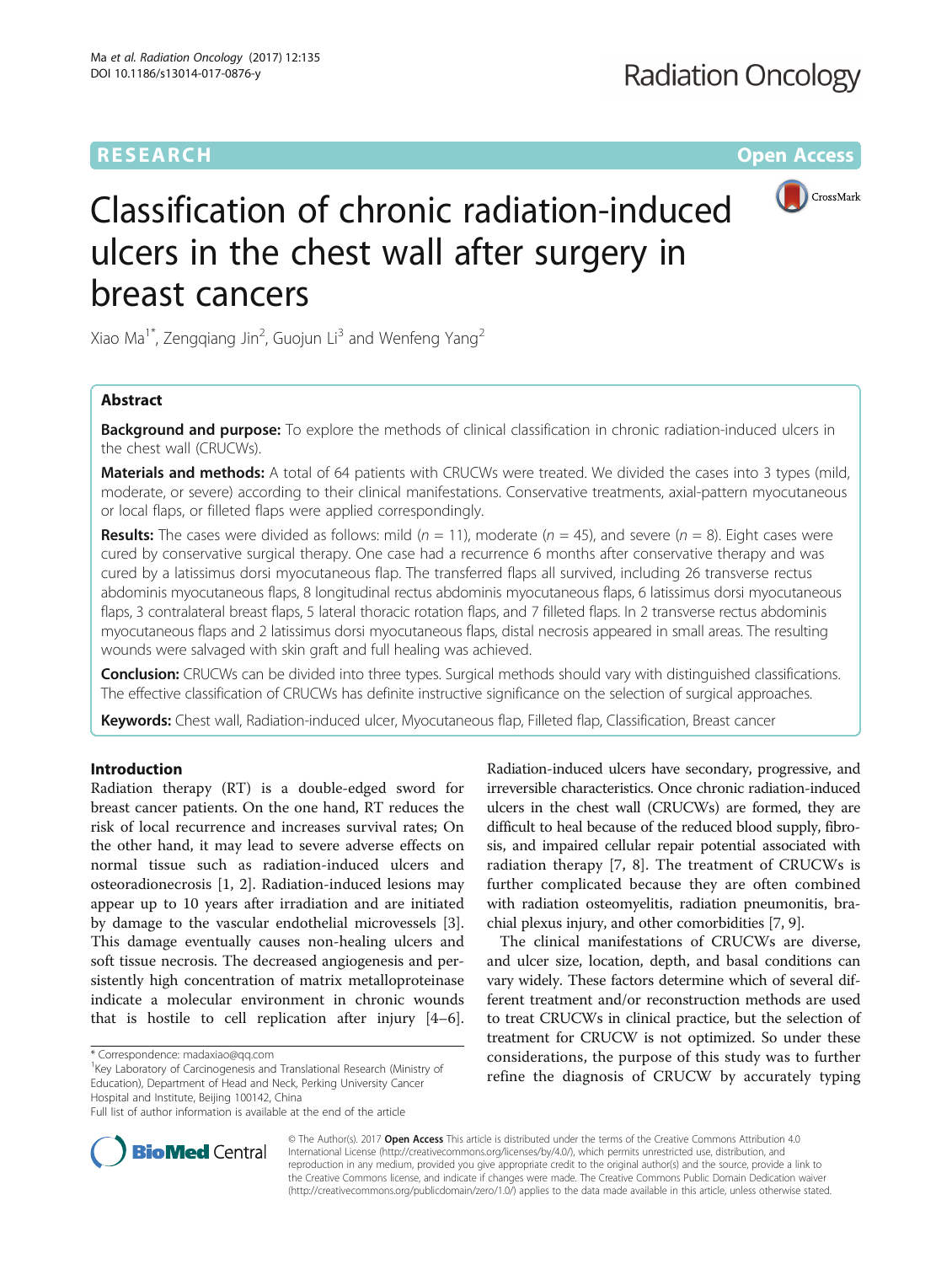RESEARCH Open Access

# Classification of chronic radiation-induced ulcers in the chest wall after surgery in breast cancers

Xiao Ma[1*], Zengqiang Jin[2], Guojun Li[3] and Wenfeng Yang[2]

## Abstract

**Background and purpose:** To explore the methods of clinical classification in chronic radiation-induced ulcers in the chest wall (CRUCWs).

**Materials and methods:** A total of 64 patients with CRUCWs were treated. We divided the cases into 3 types (mild, moderate, or severe) according to their clinical manifestations. Conservative treatments, axial-pattern myocutaneous or local flaps, or filleted flaps were applied correspondingly.

**Results:** The cases were divided as follows: mild ($n = 11$), moderate ($n = 45$), and severe ($n = 8$). Eight cases were cured by conservative surgical therapy. One case had a recurrence 6 months after conservative therapy and was cured by a latissimus dorsi myocutaneous flap. The transferred flaps all survived, including 26 transverse rectus abdominis myocutaneous flaps, 8 longitudinal rectus abdominis myocutaneous flaps, 6 latissimus dorsi myocutaneous flaps, 3 contralateral breast flaps, 5 lateral thoracic rotation flaps, and 7 filleted flaps. In 2 transverse rectus abdominis myocutaneous flaps and 2 latissimus dorsi myocutaneous flaps, distal necrosis appeared in small areas. The resulting wounds were salvaged with skin graft and full healing was achieved.

**Conclusion:** CRUCWs can be divided into three types. Surgical methods should vary with distinguished classifications. The effective classification of CRUCWs has definite instructive significance on the selection of surgical approaches.

**Keywords:** Chest wall, Radiation-induced ulcer, Myocutaneous flap, Filleted flap, Classification, Breast cancer

## Introduction

Radiation therapy (RT) is a double-edged sword for breast cancer patients. On the one hand, RT reduces the risk of local recurrence and increases survival rates; On the other hand, it may lead to severe adverse effects on normal tissue such as radiation-induced ulcers and osteoradionecrosis [1, 2]. Radiation-induced lesions may appear up to 10 years after irradiation and are initiated by damage to the vascular endothelial microvessels [3]. This damage eventually causes non-healing ulcers and soft tissue necrosis. The decreased angiogenesis and persistently high concentration of matrix metalloproteinase indicate a molecular environment in chronic wounds that is hostile to cell replication after injury [4–6]. Radiation-induced ulcers have secondary, progressive, and irreversible characteristics. Once chronic radiation-induced ulcers in the chest wall (CRUCWs) are formed, they are difficult to heal because of the reduced blood supply, fibrosis, and impaired cellular repair potential associated with radiation therapy [7, 8]. The treatment of CRUCWs is further complicated because they are often combined with radiation osteomyelitis, radiation pneumonitis, brachial plexus injury, and other comorbidities [7, 9].

The clinical manifestations of CRUCWs are diverse, and ulcer size, location, depth, and basal conditions can vary widely. These factors determine which of several different treatment and/or reconstruction methods are used to treat CRUCWs in clinical practice, but the selection of treatment for CRUCW is not optimized. So under these considerations, the purpose of this study was to further refine the diagnosis of CRUCW by accurately typing

\* Correspondence: madaxiao@qq.com
[1]Key Laboratory of Carcinogenesis and Translational Research (Ministry of Education), Department of Head and Neck, Perking University Cancer Hospital and Institute, Beijing 100142, China
Full list of author information is available at the end of the article

© The Author(s). 2017 **Open Access** This article is distributed under the terms of the Creative Commons Attribution 4.0 International License (http://creativecommons.org/licenses/by/4.0/), which permits unrestricted use, distribution, and reproduction in any medium, provided you give appropriate credit to the original author(s) and the source, provide a link to the Creative Commons license, and indicate if changes were made. The Creative Commons Public Domain Dedication waiver (http://creativecommons.org/publicdomain/zero/1.0/) applies to the data made available in this article, unless otherwise stated.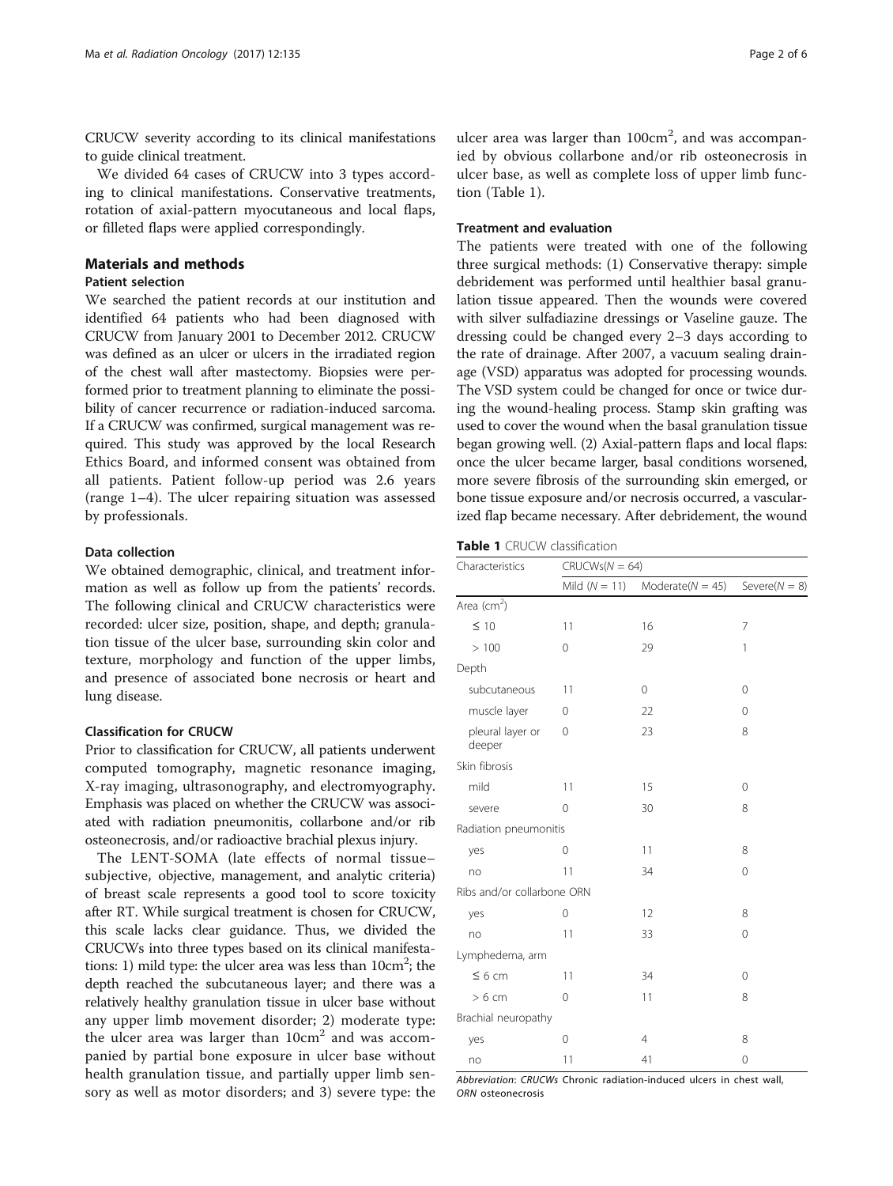CRUCW severity according to its clinical manifestations to guide clinical treatment.

We divided 64 cases of CRUCW into 3 types according to clinical manifestations. Conservative treatments, rotation of axial-pattern myocutaneous and local flaps, or filleted flaps were applied correspondingly.

## Materials and methods

### Patient selection

We searched the patient records at our institution and identified 64 patients who had been diagnosed with CRUCW from January 2001 to December 2012. CRUCW was defined as an ulcer or ulcers in the irradiated region of the chest wall after mastectomy. Biopsies were performed prior to treatment planning to eliminate the possibility of cancer recurrence or radiation-induced sarcoma. If a CRUCW was confirmed, surgical management was required. This study was approved by the local Research Ethics Board, and informed consent was obtained from all patients. Patient follow-up period was 2.6 years (range 1–4). The ulcer repairing situation was assessed by professionals.

### Data collection

We obtained demographic, clinical, and treatment information as well as follow up from the patients' records. The following clinical and CRUCW characteristics were recorded: ulcer size, position, shape, and depth; granulation tissue of the ulcer base, surrounding skin color and texture, morphology and function of the upper limbs, and presence of associated bone necrosis or heart and lung disease.

### Classification for CRUCW

Prior to classification for CRUCW, all patients underwent computed tomography, magnetic resonance imaging, X-ray imaging, ultrasonography, and electromyography. Emphasis was placed on whether the CRUCW was associated with radiation pneumonitis, collarbone and/or rib osteonecrosis, and/or radioactive brachial plexus injury.

The LENT-SOMA (late effects of normal tissue–subjective, objective, management, and analytic criteria) of breast scale represents a good tool to score toxicity after RT. While surgical treatment is chosen for CRUCW, this scale lacks clear guidance. Thus, we divided the CRUCWs into three types based on its clinical manifestations: 1) mild type: the ulcer area was less than $10\text{cm}^2$; the depth reached the subcutaneous layer; and there was a relatively healthy granulation tissue in ulcer base without any upper limb movement disorder; 2) moderate type: the ulcer area was larger than $10\text{cm}^2$ and was accompanied by partial bone exposure in ulcer base without health granulation tissue, and partially upper limb sensory as well as motor disorders; and 3) severe type: the ulcer area was larger than $100\text{cm}^2$, and was accompanied by obvious collarbone and/or rib osteonecrosis in ulcer base, as well as complete loss of upper limb function (Table 1).

### Treatment and evaluation

The patients were treated with one of the following three surgical methods: (1) Conservative therapy: simple debridement was performed until healthier basal granulation tissue appeared. Then the wounds were covered with silver sulfadiazine dressings or Vaseline gauze. The dressing could be changed every 2–3 days according to the rate of drainage. After 2007, a vacuum sealing drainage (VSD) apparatus was adopted for processing wounds. The VSD system could be changed for once or twice during the wound-healing process. Stamp skin grafting was used to cover the wound when the basal granulation tissue began growing well. (2) Axial-pattern flaps and local flaps: once the ulcer became larger, basal conditions worsened, more severe fibrosis of the surrounding skin emerged, or bone tissue exposure and/or necrosis occurred, a vascularized flap became necessary. After debridement, the wound

**Table 1** CRUCW classification

| Characteristics | CRUCWs(N = 64) | | |
|---|---|---|---|
| | Mild (N = 11) | Moderate(N = 45) | Severe(N = 8) |
| Area ($\text{cm}^2$) | | | |
| ≤ 10 | 11 | 16 | 7 |
| > 100 | 0 | 29 | 1 |
| Depth | | | |
| subcutaneous | 11 | 0 | 0 |
| muscle layer | 0 | 22 | 0 |
| pleural layer or deeper | 0 | 23 | 8 |
| Skin fibrosis | | | |
| mild | 11 | 15 | 0 |
| severe | 0 | 30 | 8 |
| Radiation pneumonitis | | | |
| yes | 0 | 11 | 8 |
| no | 11 | 34 | 0 |
| Ribs and/or collarbone ORN | | | |
| yes | 0 | 12 | 8 |
| no | 11 | 33 | 0 |
| Lymphedema, arm | | | |
| ≤ 6 cm | 11 | 34 | 0 |
| > 6 cm | 0 | 11 | 8 |
| Brachial neuropathy | | | |
| yes | 0 | 4 | 8 |
| no | 11 | 41 | 0 |

*Abbreviation*: *CRUCWs* Chronic radiation-induced ulcers in chest wall, *ORN* osteonecrosis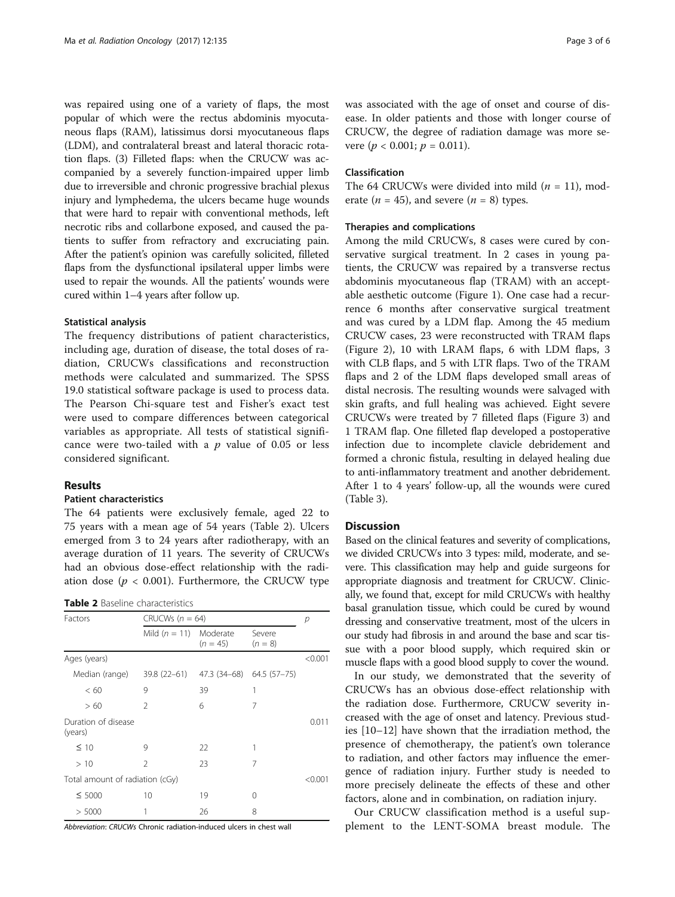was repaired using one of a variety of flaps, the most popular of which were the rectus abdominis myocutaneous flaps (RAM), latissimus dorsi myocutaneous flaps (LDM), and contralateral breast and lateral thoracic rotation flaps. (3) Filleted flaps: when the CRUCW was accompanied by a severely function-impaired upper limb due to irreversible and chronic progressive brachial plexus injury and lymphedema, the ulcers became huge wounds that were hard to repair with conventional methods, left necrotic ribs and collarbone exposed, and caused the patients to suffer from refractory and excruciating pain. After the patient's opinion was carefully solicited, filleted flaps from the dysfunctional ipsilateral upper limbs were used to repair the wounds. All the patients' wounds were cured within 1–4 years after follow up.

### Statistical analysis

The frequency distributions of patient characteristics, including age, duration of disease, the total doses of radiation, CRUCWs classifications and reconstruction methods were calculated and summarized. The SPSS 19.0 statistical software package is used to process data. The Pearson Chi-square test and Fisher's exact test were used to compare differences between categorical variables as appropriate. All tests of statistical significance were two-tailed with a $p$ value of 0.05 or less considered significant.

## Results

### Patient characteristics

The 64 patients were exclusively female, aged 22 to 75 years with a mean age of 54 years (Table 2). Ulcers emerged from 3 to 24 years after radiotherapy, with an average duration of 11 years. The severity of CRUCWs had an obvious dose-effect relationship with the radiation dose ($p < 0.001$). Furthermore, the CRUCW type was associated with the age of onset and course of disease. In older patients and those with longer course of CRUCW, the degree of radiation damage was more severe ($p < 0.001$; $p = 0.011$).

**Table 2** Baseline characteristics

| Factors | CRUCWs ($n = 64$) | | | $p$ |
|---|---|---|---|---|
| | Mild ($n = 11$) | Moderate ($n = 45$) | Severe ($n = 8$) | |
| Ages (years) | | | | <0.001 |
| Median (range) | 39.8 (22–61) | 47.3 (34–68) | 64.5 (57–75) | |
| < 60 | 9 | 39 | 1 | |
| > 60 | 2 | 6 | 7 | |
| Duration of disease (years) | | | | 0.011 |
| ≤ 10 | 9 | 22 | 1 | |
| > 10 | 2 | 23 | 7 | |
| Total amount of radiation (cGy) | | | | <0.001 |
| ≤ 5000 | 10 | 19 | 0 | |
| > 5000 | 1 | 26 | 8 | |

*Abbreviation*: *CRUCWs* Chronic radiation-induced ulcers in chest wall

### Classification

The 64 CRUCWs were divided into mild ($n = 11$), moderate ($n = 45$), and severe ($n = 8$) types.

### Therapies and complications

Among the mild CRUCWs, 8 cases were cured by conservative surgical treatment. In 2 cases in young patients, the CRUCW was repaired by a transverse rectus abdominis myocutaneous flap (TRAM) with an acceptable aesthetic outcome (Figure 1). One case had a recurrence 6 months after conservative surgical treatment and was cured by a LDM flap. Among the 45 medium CRUCW cases, 23 were reconstructed with TRAM flaps (Figure 2), 10 with LRAM flaps, 6 with LDM flaps, 3 with CLB flaps, and 5 with LTR flaps. Two of the TRAM flaps and 2 of the LDM flaps developed small areas of distal necrosis. The resulting wounds were salvaged with skin grafts, and full healing was achieved. Eight severe CRUCWs were treated by 7 filleted flaps (Figure 3) and 1 TRAM flap. One filleted flap developed a postoperative infection due to incomplete clavicle debridement and formed a chronic fistula, resulting in delayed healing due to anti-inflammatory treatment and another debridement. After 1 to 4 years' follow-up, all the wounds were cured (Table 3).

## Discussion

Based on the clinical features and severity of complications, we divided CRUCWs into 3 types: mild, moderate, and severe. This classification may help and guide surgeons for appropriate diagnosis and treatment for CRUCW. Clinically, we found that, except for mild CRUCWs with healthy basal granulation tissue, which could be cured by wound dressing and conservative treatment, most of the ulcers in our study had fibrosis in and around the base and scar tissue with a poor blood supply, which required skin or muscle flaps with a good blood supply to cover the wound.

In our study, we demonstrated that the severity of CRUCWs has an obvious dose-effect relationship with the radiation dose. Furthermore, CRUCW severity increased with the age of onset and latency. Previous studies [10–12] have shown that the irradiation method, the presence of chemotherapy, the patient's own tolerance to radiation, and other factors may influence the emergence of radiation injury. Further study is needed to more precisely delineate the effects of these and other factors, alone and in combination, on radiation injury.

Our CRUCW classification method is a useful supplement to the LENT-SOMA breast module. The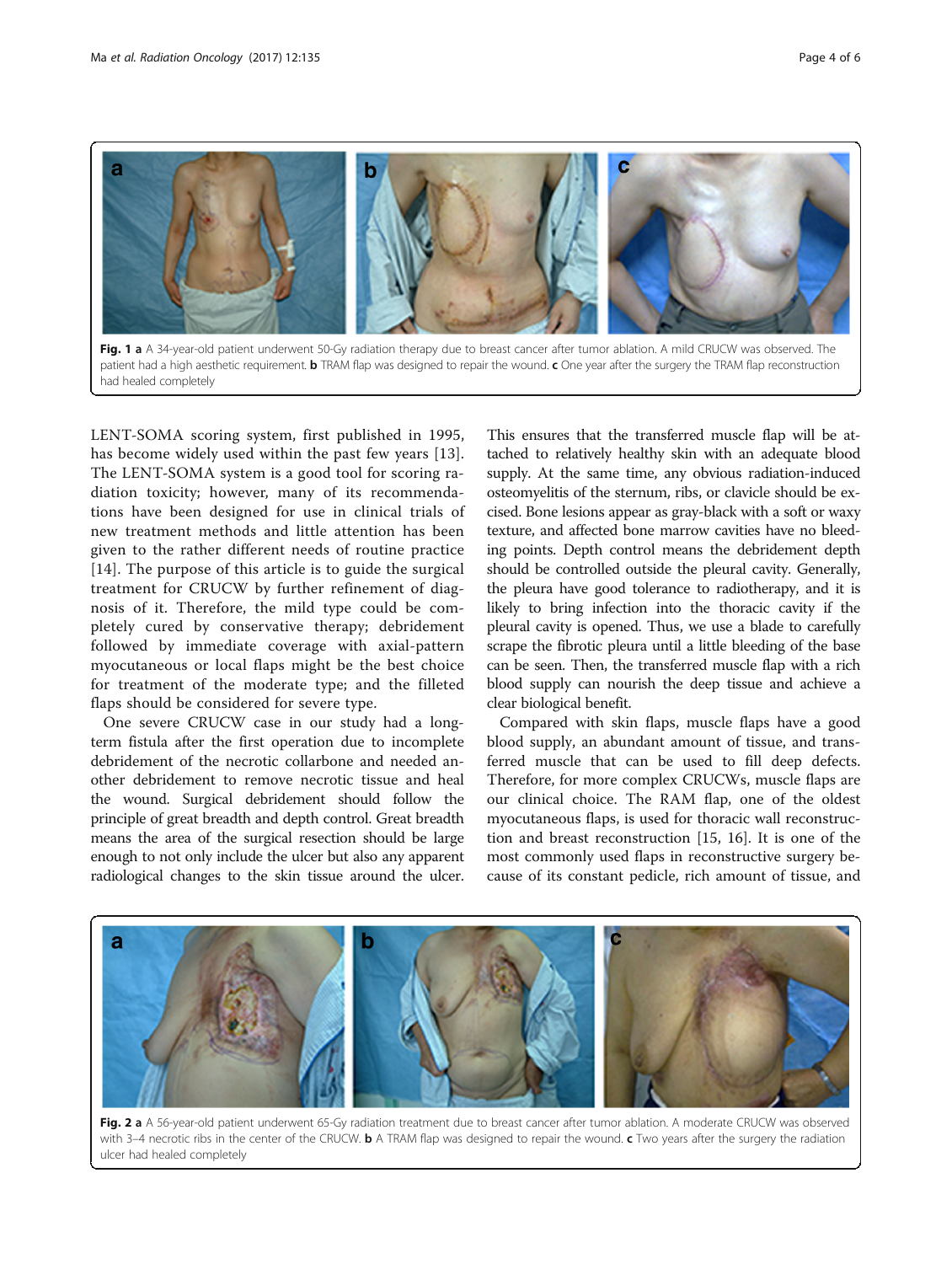**Fig. 1** **a** A 34-year-old patient underwent 50-Gy radiation therapy due to breast cancer after tumor ablation. A mild CRUCW was observed. The patient had a high aesthetic requirement. **b** TRAM flap was designed to repair the wound. **c** One year after the surgery the TRAM flap reconstruction had healed completely

LENT-SOMA scoring system, first published in 1995, has become widely used within the past few years [13]. The LENT-SOMA system is a good tool for scoring radiation toxicity; however, many of its recommendations have been designed for use in clinical trials of new treatment methods and little attention has been given to the rather different needs of routine practice [14]. The purpose of this article is to guide the surgical treatment for CRUCW by further refinement of diagnosis of it. Therefore, the mild type could be completely cured by conservative therapy; debridement followed by immediate coverage with axial-pattern myocutaneous or local flaps might be the best choice for treatment of the moderate type; and the filleted flaps should be considered for severe type.

One severe CRUCW case in our study had a long-term fistula after the first operation due to incomplete debridement of the necrotic collarbone and needed another debridement to remove necrotic tissue and heal the wound. Surgical debridement should follow the principle of great breadth and depth control. Great breadth means the area of the surgical resection should be large enough to not only include the ulcer but also any apparent radiological changes to the skin tissue around the ulcer. This ensures that the transferred muscle flap will be attached to relatively healthy skin with an adequate blood supply. At the same time, any obvious radiation-induced osteomyelitis of the sternum, ribs, or clavicle should be excised. Bone lesions appear as gray-black with a soft or waxy texture, and affected bone marrow cavities have no bleeding points. Depth control means the debridement depth should be controlled outside the pleural cavity. Generally, the pleura have good tolerance to radiotherapy, and it is likely to bring infection into the thoracic cavity if the pleural cavity is opened. Thus, we use a blade to carefully scrape the fibrotic pleura until a little bleeding of the base can be seen. Then, the transferred muscle flap with a rich blood supply can nourish the deep tissue and achieve a clear biological benefit.

Compared with skin flaps, muscle flaps have a good blood supply, an abundant amount of tissue, and transferred muscle that can be used to fill deep defects. Therefore, for more complex CRUCWs, muscle flaps are our clinical choice. The RAM flap, one of the oldest myocutaneous flaps, is used for thoracic wall reconstruction and breast reconstruction [15, 16]. It is one of the most commonly used flaps in reconstructive surgery because of its constant pedicle, rich amount of tissue, and

**Fig. 2** **a** A 56-year-old patient underwent 65-Gy radiation treatment due to breast cancer after tumor ablation. A moderate CRUCW was observed with 3–4 necrotic ribs in the center of the CRUCW. **b** A TRAM flap was designed to repair the wound. **c** Two years after the surgery the radiation ulcer had healed completely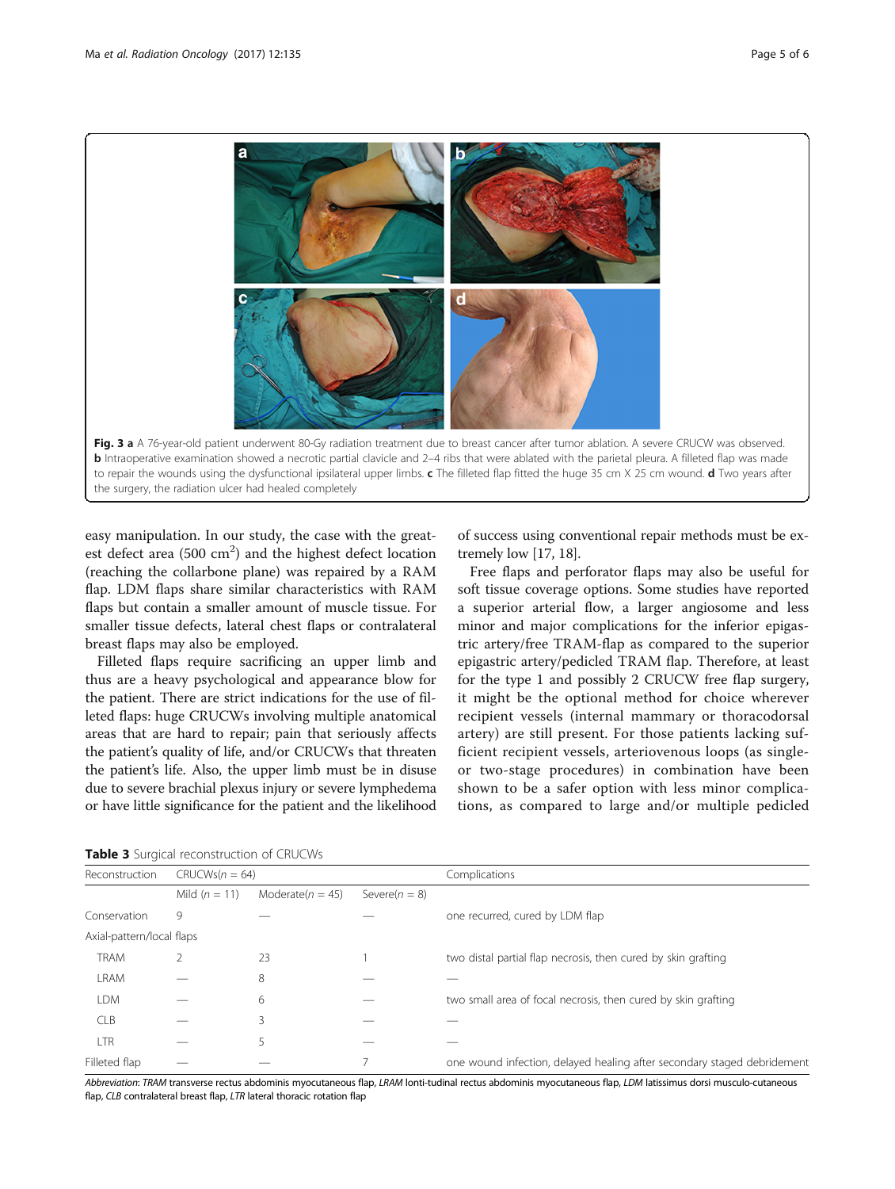**Fig. 3 a** A 76-year-old patient underwent 80-Gy radiation treatment due to breast cancer after tumor ablation. A severe CRUCW was observed. **b** Intraoperative examination showed a necrotic partial clavicle and 2–4 ribs that were ablated with the parietal pleura. A filleted flap was made to repair the wounds using the dysfunctional ipsilateral upper limbs. **c** The filleted flap fitted the huge 35 cm X 25 cm wound. **d** Two years after the surgery, the radiation ulcer had healed completely

easy manipulation. In our study, the case with the greatest defect area (500 cm$^2$) and the highest defect location (reaching the collarbone plane) was repaired by a RAM flap. LDM flaps share similar characteristics with RAM flaps but contain a smaller amount of muscle tissue. For smaller tissue defects, lateral chest flaps or contralateral breast flaps may also be employed.

Filleted flaps require sacrificing an upper limb and thus are a heavy psychological and appearance blow for the patient. There are strict indications for the use of filleted flaps: huge CRUCWs involving multiple anatomical areas that are hard to repair; pain that seriously affects the patient's quality of life, and/or CRUCWs that threaten the patient's life. Also, the upper limb must be in disuse due to severe brachial plexus injury or severe lymphedema or have little significance for the patient and the likelihood of success using conventional repair methods must be extremely low [17, 18].

Free flaps and perforator flaps may also be useful for soft tissue coverage options. Some studies have reported a superior arterial flow, a larger angiosome and less minor and major complications for the inferior epigastric artery/free TRAM-flap as compared to the superior epigastric artery/pedicled TRAM flap. Therefore, at least for the type 1 and possibly 2 CRUCW free flap surgery, it might be the optional method for choice wherever recipient vessels (internal mammary or thoracodorsal artery) are still present. For those patients lacking sufficient recipient vessels, arteriovenous loops (as single- or two-stage procedures) in combination have been shown to be a safer option with less minor complications, as compared to large and/or multiple pedicled

**Table 3** Surgical reconstruction of CRUCWs

| Reconstruction | CRUCWs(n = 64) | | | Complications |
|---|---|---|---|---|
| | Mild (n = 11) | Moderate(n = 45) | Severe(n = 8) | |
| Conservation | 9 | — | — | one recurred, cured by LDM flap |
| Axial-pattern/local flaps | | | | |
| TRAM | 2 | 23 | 1 | two distal partial flap necrosis, then cured by skin grafting |
| LRAM | — | 8 | — | — |
| LDM | — | 6 | — | two small area of focal necrosis, then cured by skin grafting |
| CLB | — | 3 | — | — |
| LTR | — | 5 | — | — |
| Filleted flap | — | — | 7 | one wound infection, delayed healing after secondary staged debridement |

*Abbreviation*: *TRAM* transverse rectus abdominis myocutaneous flap, *LRAM* lonti-tudinal rectus abdominis myocutaneous flap, *LDM* latissimus dorsi musculo-cutaneous flap, *CLB* contralateral breast flap, *LTR* lateral thoracic rotation flap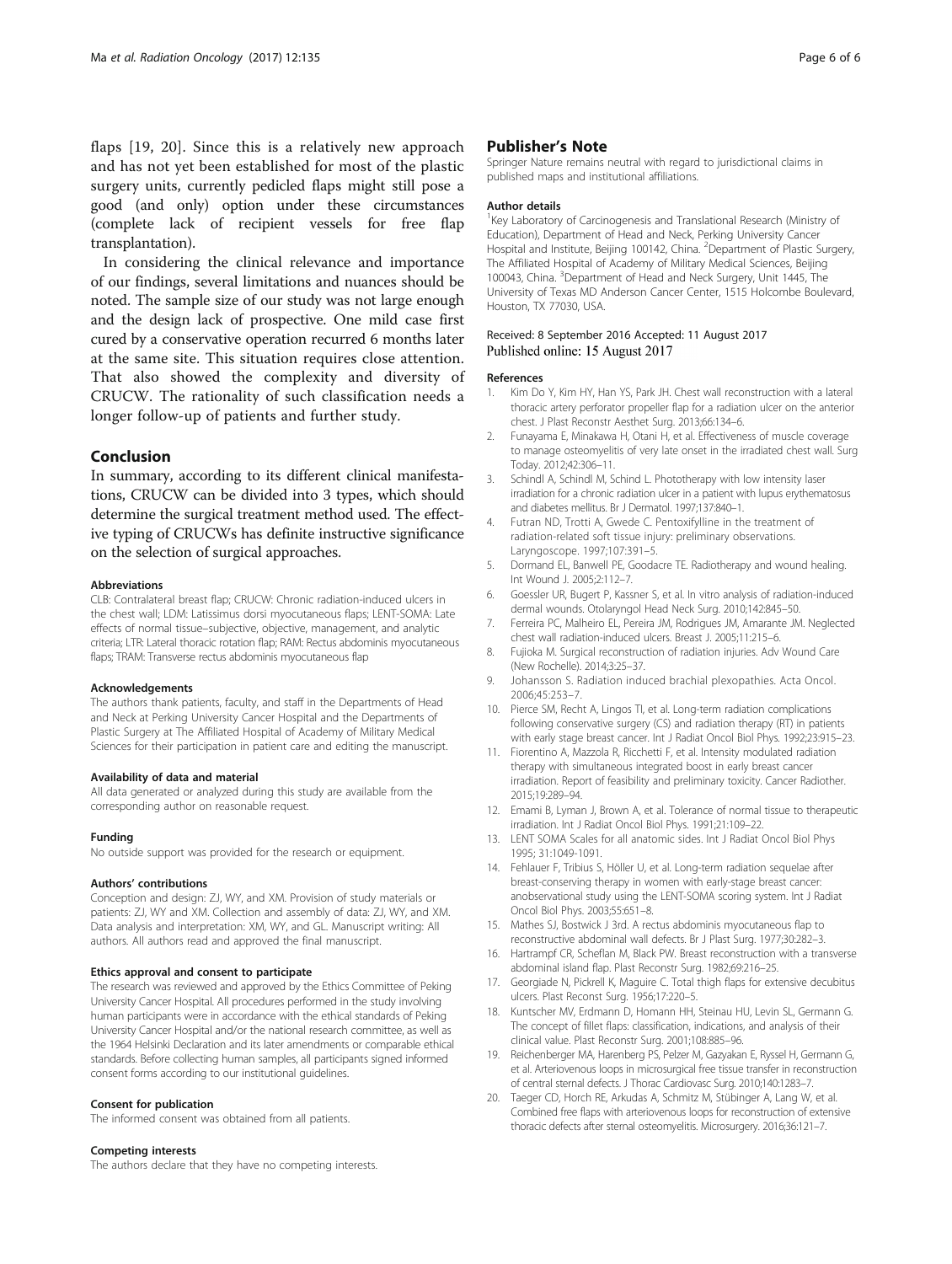flaps [19, 20]. Since this is a relatively new approach and has not yet been established for most of the plastic surgery units, currently pedicled flaps might still pose a good (and only) option under these circumstances (complete lack of recipient vessels for free flap transplantation).

In considering the clinical relevance and importance of our findings, several limitations and nuances should be noted. The sample size of our study was not large enough and the design lack of prospective. One mild case first cured by a conservative operation recurred 6 months later at the same site. This situation requires close attention. That also showed the complexity and diversity of CRUCW. The rationality of such classification needs a longer follow-up of patients and further study.

## Conclusion

In summary, according to its different clinical manifestations, CRUCW can be divided into 3 types, which should determine the surgical treatment method used. The effective typing of CRUCWs has definite instructive significance on the selection of surgical approaches.

#### Abbreviations

CLB: Contralateral breast flap; CRUCW: Chronic radiation-induced ulcers in the chest wall; LDM: Latissimus dorsi myocutaneous flaps; LENT-SOMA: Late effects of normal tissue–subjective, objective, management, and analytic criteria; LTR: Lateral thoracic rotation flap; RAM: Rectus abdominis myocutaneous flaps; TRAM: Transverse rectus abdominis myocutaneous flap

#### Acknowledgements

The authors thank patients, faculty, and staff in the Departments of Head and Neck at Perking University Cancer Hospital and the Departments of Plastic Surgery at The Affiliated Hospital of Academy of Military Medical Sciences for their participation in patient care and editing the manuscript.

#### Availability of data and material

All data generated or analyzed during this study are available from the corresponding author on reasonable request.

#### Funding

No outside support was provided for the research or equipment.

#### Authors' contributions

Conception and design: ZJ, WY, and XM. Provision of study materials or patients: ZJ, WY and XM. Collection and assembly of data: ZJ, WY, and XM. Data analysis and interpretation: XM, WY, and GL. Manuscript writing: All authors. All authors read and approved the final manuscript.

#### Ethics approval and consent to participate

The research was reviewed and approved by the Ethics Committee of Peking University Cancer Hospital. All procedures performed in the study involving human participants were in accordance with the ethical standards of Peking University Cancer Hospital and/or the national research committee, as well as the 1964 Helsinki Declaration and its later amendments or comparable ethical standards. Before collecting human samples, all participants signed informed consent forms according to our institutional guidelines.

#### Consent for publication

The informed consent was obtained from all patients.

#### Competing interests

The authors declare that they have no competing interests.

## Publisher's Note

Springer Nature remains neutral with regard to jurisdictional claims in published maps and institutional affiliations.

#### Author details

[1]Key Laboratory of Carcinogenesis and Translational Research (Ministry of Education), Department of Head and Neck, Perking University Cancer Hospital and Institute, Beijing 100142, China. [2]Department of Plastic Surgery, The Affiliated Hospital of Academy of Military Medical Sciences, Beijing 100043, China. [3]Department of Head and Neck Surgery, Unit 1445, The University of Texas MD Anderson Cancer Center, 1515 Holcombe Boulevard, Houston, TX 77030, USA.

Received: 8 September 2016 Accepted: 11 August 2017
Published online: 15 August 2017

#### References

1. Kim Do Y, Kim HY, Han YS, Park JH. Chest wall reconstruction with a lateral thoracic artery perforator propeller flap for a radiation ulcer on the anterior chest. J Plast Reconstr Aesthet Surg. 2013;66:134–6.
2. Funayama E, Minakawa H, Otani H, et al. Effectiveness of muscle coverage to manage osteomyelitis of very late onset in the irradiated chest wall. Surg Today. 2012;42:306–11.
3. Schindl A, Schindl M, Schind L. Phototherapy with low intensity laser irradiation for a chronic radiation ulcer in a patient with lupus erythematosus and diabetes mellitus. Br J Dermatol. 1997;137:840–1.
4. Futran ND, Trotti A, Gwede C. Pentoxifylline in the treatment of radiation-related soft tissue injury: preliminary observations. Laryngoscope. 1997;107:391–5.
5. Dormand EL, Banwell PE, Goodacre TE. Radiotherapy and wound healing. Int Wound J. 2005;2:112–7.
6. Goessler UR, Bugert P, Kassner S, et al. In vitro analysis of radiation-induced dermal wounds. Otolaryngol Head Neck Surg. 2010;142:845–50.
7. Ferreira PC, Malheiro EL, Pereira JM, Rodrigues JM, Amarante JM. Neglected chest wall radiation-induced ulcers. Breast J. 2005;11:215–6.
8. Fujioka M. Surgical reconstruction of radiation injuries. Adv Wound Care (New Rochelle). 2014;3:25–37.
9. Johansson S. Radiation induced brachial plexopathies. Acta Oncol. 2006;45:253–7.
10. Pierce SM, Recht A, Lingos TI, et al. Long-term radiation complications following conservative surgery (CS) and radiation therapy (RT) in patients with early stage breast cancer. Int J Radiat Oncol Biol Phys. 1992;23:915–23.
11. Fiorentino A, Mazzola R, Ricchetti F, et al. Intensity modulated radiation therapy with simultaneous integrated boost in early breast cancer irradiation. Report of feasibility and preliminary toxicity. Cancer Radiother. 2015;19:289–94.
12. Emami B, Lyman J, Brown A, et al. Tolerance of normal tissue to therapeutic irradiation. Int J Radiat Oncol Biol Phys. 1991;21:109–22.
13. LENT SOMA Scales for all anatomic sides. Int J Radiat Oncol Biol Phys 1995; 31:1049-1091.
14. Fehlauer F, Tribius S, Höller U, et al. Long-term radiation sequelae after breast-conserving therapy in women with early-stage breast cancer: anobservational study using the LENT-SOMA scoring system. Int J Radiat Oncol Biol Phys. 2003;55:651–8.
15. Mathes SJ, Bostwick J 3rd. A rectus abdominis myocutaneous flap to reconstructive abdominal wall defects. Br J Plast Surg. 1977;30:282–3.
16. Hartrampf CR, Scheflan M, Black PW. Breast reconstruction with a transverse abdominal island flap. Plast Reconstr Surg. 1982;69:216–25.
17. Georgiade N, Pickrell K, Maguire C. Total thigh flaps for extensive decubitus ulcers. Plast Reconst Surg. 1956;17:220–5.
18. Kuntscher MV, Erdmann D, Homann HH, Steinau HU, Levin SL, Germann G. The concept of fillet flaps: classification, indications, and analysis of their clinical value. Plast Reconstr Surg. 2001;108:885–96.
19. Reichenberger MA, Harenberg PS, Pelzer M, Gazyakan E, Ryssel H, Germann G, et al. Arteriovenous loops in microsurgical free tissue transfer in reconstruction of central sternal defects. J Thorac Cardiovasc Surg. 2010;140:1283–7.
20. Taeger CD, Horch RE, Arkudas A, Schmitz M, Stübinger A, Lang W, et al. Combined free flaps with arteriovenous loops for reconstruction of extensive thoracic defects after sternal osteomyelitis. Microsurgery. 2016;36:121–7.